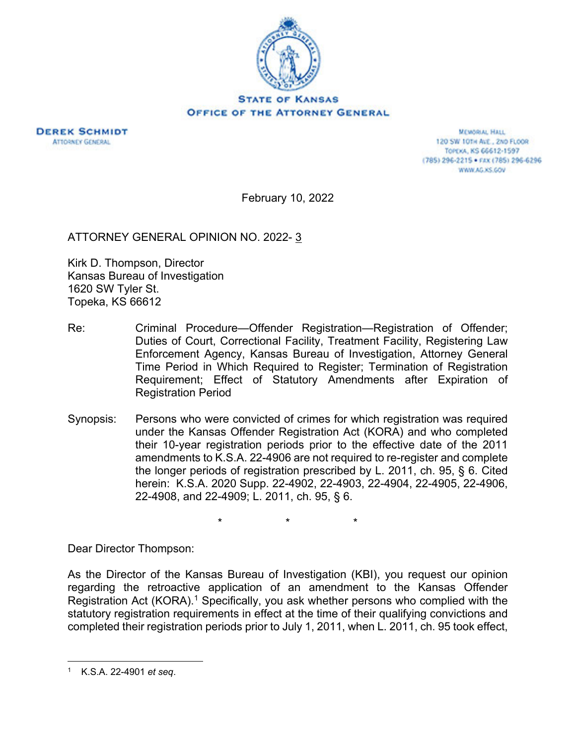STATE OF KANSAS
OFFICE OF THE ATTORNEY GENERAL

**DEREK SCHMIDT**
ATTORNEY GENERAL

MEMORIAL HALL
120 SW 10TH AVE., 2ND FLOOR
TOPEKA, KS 66612-1597
(785) 296-2215 • FAX (785) 296-6296
WWW.AG.KS.GOV

February 10, 2022

ATTORNEY GENERAL OPINION NO. 2022- 3

Kirk D. Thompson, Director
Kansas Bureau of Investigation
1620 SW Tyler St.
Topeka, KS 66612

Re: Criminal Procedure—Offender Registration—Registration of Offender; Duties of Court, Correctional Facility, Treatment Facility, Registering Law Enforcement Agency, Kansas Bureau of Investigation, Attorney General Time Period in Which Required to Register; Termination of Registration Requirement; Effect of Statutory Amendments after Expiration of Registration Period

Synopsis: Persons who were convicted of crimes for which registration was required under the Kansas Offender Registration Act (KORA) and who completed their 10-year registration periods prior to the effective date of the 2011 amendments to K.S.A. 22-4906 are not required to re-register and complete the longer periods of registration prescribed by L. 2011, ch. 95, § 6. Cited herein: K.S.A. 2020 Supp. 22-4902, 22-4903, 22-4904, 22-4905, 22-4906, 22-4908, and 22-4909; L. 2011, ch. 95, § 6.

\* \* \*

Dear Director Thompson:

As the Director of the Kansas Bureau of Investigation (KBI), you request our opinion regarding the retroactive application of an amendment to the Kansas Offender Registration Act (KORA).[1] Specifically, you ask whether persons who complied with the statutory registration requirements in effect at the time of their qualifying convictions and completed their registration periods prior to July 1, 2011, when L. 2011, ch. 95 took effect,

---

[1] K.S.A. 22-4901 *et seq*.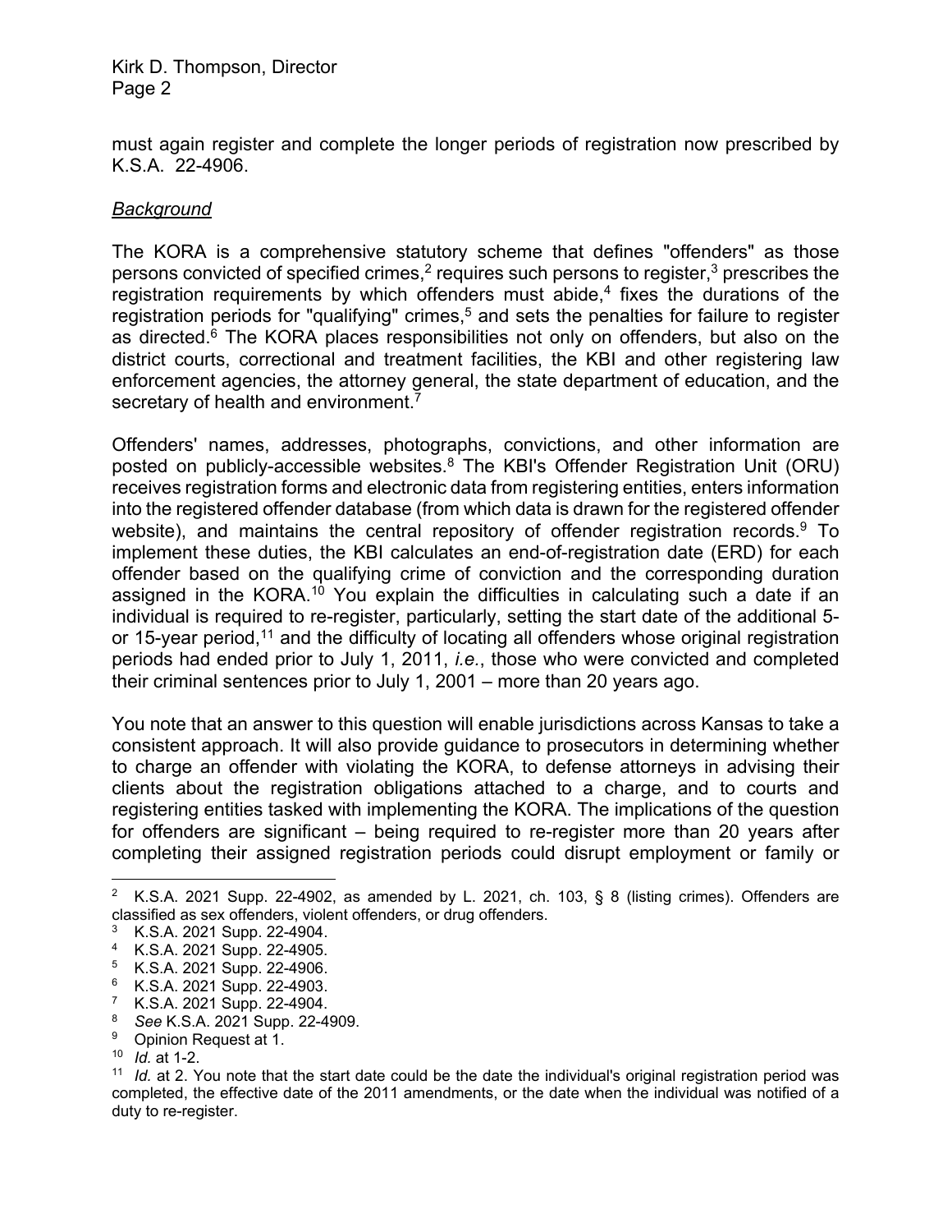must again register and complete the longer periods of registration now prescribed by K.S.A. 22-4906.

*Background*

The KORA is a comprehensive statutory scheme that defines "offenders" as those persons convicted of specified crimes,[2] requires such persons to register,[3] prescribes the registration requirements by which offenders must abide,[4] fixes the durations of the registration periods for "qualifying" crimes,[5] and sets the penalties for failure to register as directed.[6] The KORA places responsibilities not only on offenders, but also on the district courts, correctional and treatment facilities, the KBI and other registering law enforcement agencies, the attorney general, the state department of education, and the secretary of health and environment.[7]

Offenders' names, addresses, photographs, convictions, and other information are posted on publicly-accessible websites.[8] The KBI's Offender Registration Unit (ORU) receives registration forms and electronic data from registering entities, enters information into the registered offender database (from which data is drawn for the registered offender website), and maintains the central repository of offender registration records.[9] To implement these duties, the KBI calculates an end-of-registration date (ERD) for each offender based on the qualifying crime of conviction and the corresponding duration assigned in the KORA.[10] You explain the difficulties in calculating such a date if an individual is required to re-register, particularly, setting the start date of the additional 5- or 15-year period,[11] and the difficulty of locating all offenders whose original registration periods had ended prior to July 1, 2011, *i.e.*, those who were convicted and completed their criminal sentences prior to July 1, 2001 – more than 20 years ago.

You note that an answer to this question will enable jurisdictions across Kansas to take a consistent approach. It will also provide guidance to prosecutors in determining whether to charge an offender with violating the KORA, to defense attorneys in advising their clients about the registration obligations attached to a charge, and to courts and registering entities tasked with implementing the KORA. The implications of the question for offenders are significant – being required to re-register more than 20 years after completing their assigned registration periods could disrupt employment or family or

---

[2] K.S.A. 2021 Supp. 22-4902, as amended by L. 2021, ch. 103, § 8 (listing crimes). Offenders are classified as sex offenders, violent offenders, or drug offenders.

[3] K.S.A. 2021 Supp. 22-4904.

[4] K.S.A. 2021 Supp. 22-4905.

[5] K.S.A. 2021 Supp. 22-4906.

[6] K.S.A. 2021 Supp. 22-4903.

[7] K.S.A. 2021 Supp. 22-4904.

[8] *See* K.S.A. 2021 Supp. 22-4909.

[9] Opinion Request at 1.

[10] *Id.* at 1-2.

[11] *Id.* at 2. You note that the start date could be the date the individual's original registration period was completed, the effective date of the 2011 amendments, or the date when the individual was notified of a duty to re-register.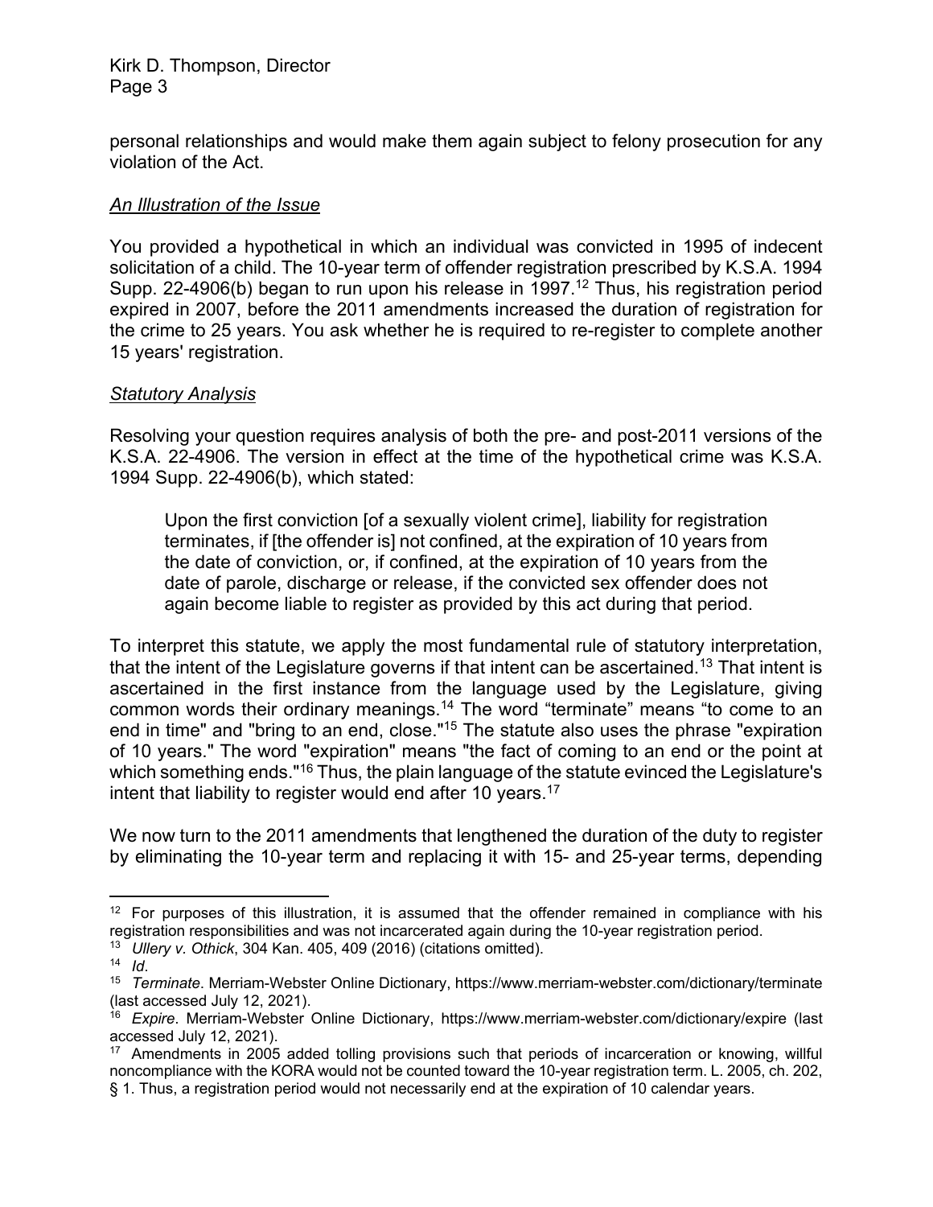personal relationships and would make them again subject to felony prosecution for any violation of the Act.

*An Illustration of the Issue*

You provided a hypothetical in which an individual was convicted in 1995 of indecent solicitation of a child. The 10-year term of offender registration prescribed by K.S.A. 1994 Supp. 22-4906(b) began to run upon his release in 1997.[12] Thus, his registration period expired in 2007, before the 2011 amendments increased the duration of registration for the crime to 25 years. You ask whether he is required to re-register to complete another 15 years' registration.

*Statutory Analysis*

Resolving your question requires analysis of both the pre- and post-2011 versions of the K.S.A. 22-4906. The version in effect at the time of the hypothetical crime was K.S.A. 1994 Supp. 22-4906(b), which stated:

> Upon the first conviction [of a sexually violent crime], liability for registration terminates, if [the offender is] not confined, at the expiration of 10 years from the date of conviction, or, if confined, at the expiration of 10 years from the date of parole, discharge or release, if the convicted sex offender does not again become liable to register as provided by this act during that period.

To interpret this statute, we apply the most fundamental rule of statutory interpretation, that the intent of the Legislature governs if that intent can be ascertained.[13] That intent is ascertained in the first instance from the language used by the Legislature, giving common words their ordinary meanings.[14] The word "terminate" means "to come to an end in time" and "bring to an end, close."[15] The statute also uses the phrase "expiration of 10 years." The word "expiration" means "the fact of coming to an end or the point at which something ends."[16] Thus, the plain language of the statute evinced the Legislature's intent that liability to register would end after 10 years.[17]

We now turn to the 2011 amendments that lengthened the duration of the duty to register by eliminating the 10-year term and replacing it with 15- and 25-year terms, depending

---

[12] For purposes of this illustration, it is assumed that the offender remained in compliance with his registration responsibilities and was not incarcerated again during the 10-year registration period.

[13] *Ullery v. Othick*, 304 Kan. 405, 409 (2016) (citations omitted).

[14] *Id*.

[15] *Terminate*. Merriam-Webster Online Dictionary, https://www.merriam-webster.com/dictionary/terminate (last accessed July 12, 2021).

[16] *Expire*. Merriam-Webster Online Dictionary, https://www.merriam-webster.com/dictionary/expire (last accessed July 12, 2021).

[17] Amendments in 2005 added tolling provisions such that periods of incarceration or knowing, willful noncompliance with the KORA would not be counted toward the 10-year registration term. L. 2005, ch. 202, § 1. Thus, a registration period would not necessarily end at the expiration of 10 calendar years.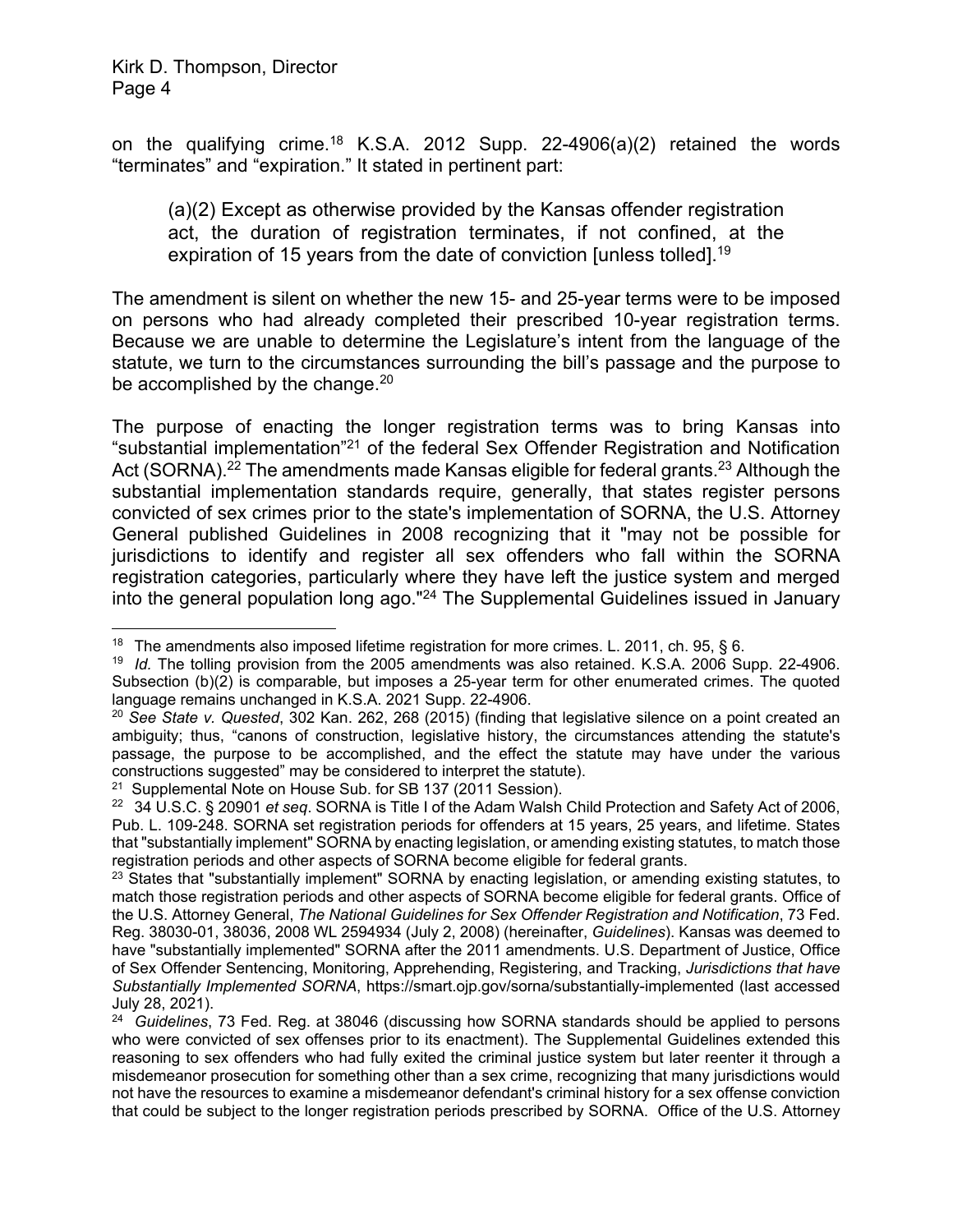on the qualifying crime.[18] K.S.A. 2012 Supp. 22-4906(a)(2) retained the words "terminates" and "expiration." It stated in pertinent part:

> (a)(2) Except as otherwise provided by the Kansas offender registration act, the duration of registration terminates, if not confined, at the expiration of 15 years from the date of conviction [unless tolled].[19]

The amendment is silent on whether the new 15- and 25-year terms were to be imposed on persons who had already completed their prescribed 10-year registration terms. Because we are unable to determine the Legislature's intent from the language of the statute, we turn to the circumstances surrounding the bill's passage and the purpose to be accomplished by the change.[20]

The purpose of enacting the longer registration terms was to bring Kansas into "substantial implementation"[21] of the federal Sex Offender Registration and Notification Act (SORNA).[22] The amendments made Kansas eligible for federal grants.[23] Although the substantial implementation standards require, generally, that states register persons convicted of sex crimes prior to the state's implementation of SORNA, the U.S. Attorney General published Guidelines in 2008 recognizing that it "may not be possible for jurisdictions to identify and register all sex offenders who fall within the SORNA registration categories, particularly where they have left the justice system and merged into the general population long ago."[24] The Supplemental Guidelines issued in January

---

[18] The amendments also imposed lifetime registration for more crimes. L. 2011, ch. 95, § 6.

[19] *Id.* The tolling provision from the 2005 amendments was also retained. K.S.A. 2006 Supp. 22-4906. Subsection (b)(2) is comparable, but imposes a 25-year term for other enumerated crimes. The quoted language remains unchanged in K.S.A. 2021 Supp. 22-4906.

[20] *See State v. Quested*, 302 Kan. 262, 268 (2015) (finding that legislative silence on a point created an ambiguity; thus, "canons of construction, legislative history, the circumstances attending the statute's passage, the purpose to be accomplished, and the effect the statute may have under the various constructions suggested" may be considered to interpret the statute).

[21] Supplemental Note on House Sub. for SB 137 (2011 Session).

[22] 34 U.S.C. § 20901 *et seq*. SORNA is Title I of the Adam Walsh Child Protection and Safety Act of 2006, Pub. L. 109-248. SORNA set registration periods for offenders at 15 years, 25 years, and lifetime. States that "substantially implement" SORNA by enacting legislation, or amending existing statutes, to match those registration periods and other aspects of SORNA become eligible for federal grants.

[23] States that "substantially implement" SORNA by enacting legislation, or amending existing statutes, to match those registration periods and other aspects of SORNA become eligible for federal grants. Office of the U.S. Attorney General, *The National Guidelines for Sex Offender Registration and Notification*, 73 Fed. Reg. 38030-01, 38036, 2008 WL 2594934 (July 2, 2008) (hereinafter, *Guidelines*). Kansas was deemed to have "substantially implemented" SORNA after the 2011 amendments. U.S. Department of Justice, Office of Sex Offender Sentencing, Monitoring, Apprehending, Registering, and Tracking, *Jurisdictions that have Substantially Implemented SORNA*, https://smart.ojp.gov/sorna/substantially-implemented (last accessed July 28, 2021).

[24] *Guidelines*, 73 Fed. Reg. at 38046 (discussing how SORNA standards should be applied to persons who were convicted of sex offenses prior to its enactment). The Supplemental Guidelines extended this reasoning to sex offenders who had fully exited the criminal justice system but later reenter it through a misdemeanor prosecution for something other than a sex crime, recognizing that many jurisdictions would not have the resources to examine a misdemeanor defendant's criminal history for a sex offense conviction that could be subject to the longer registration periods prescribed by SORNA. Office of the U.S. Attorney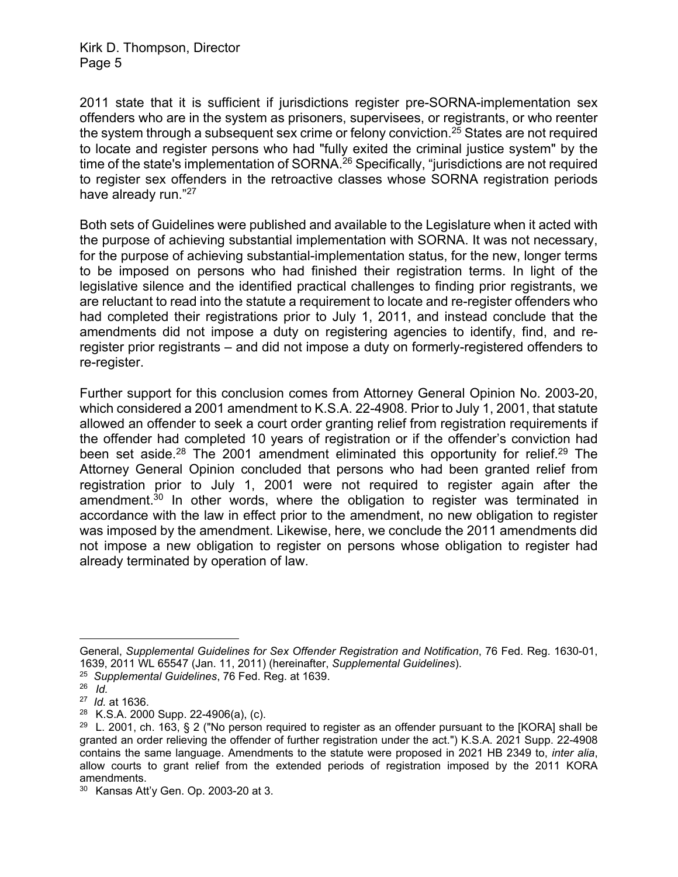2011 state that it is sufficient if jurisdictions register pre-SORNA-implementation sex offenders who are in the system as prisoners, supervisees, or registrants, or who reenter the system through a subsequent sex crime or felony conviction.[25] States are not required to locate and register persons who had "fully exited the criminal justice system" by the time of the state's implementation of SORNA.[26] Specifically, "jurisdictions are not required to register sex offenders in the retroactive classes whose SORNA registration periods have already run."[27]

Both sets of Guidelines were published and available to the Legislature when it acted with the purpose of achieving substantial implementation with SORNA. It was not necessary, for the purpose of achieving substantial-implementation status, for the new, longer terms to be imposed on persons who had finished their registration terms. In light of the legislative silence and the identified practical challenges to finding prior registrants, we are reluctant to read into the statute a requirement to locate and re-register offenders who had completed their registrations prior to July 1, 2011, and instead conclude that the amendments did not impose a duty on registering agencies to identify, find, and re-register prior registrants – and did not impose a duty on formerly-registered offenders to re-register.

Further support for this conclusion comes from Attorney General Opinion No. 2003-20, which considered a 2001 amendment to K.S.A. 22-4908. Prior to July 1, 2001, that statute allowed an offender to seek a court order granting relief from registration requirements if the offender had completed 10 years of registration or if the offender's conviction had been set aside.[28] The 2001 amendment eliminated this opportunity for relief.[29] The Attorney General Opinion concluded that persons who had been granted relief from registration prior to July 1, 2001 were not required to register again after the amendment.[30] In other words, where the obligation to register was terminated in accordance with the law in effect prior to the amendment, no new obligation to register was imposed by the amendment. Likewise, here, we conclude the 2011 amendments did not impose a new obligation to register on persons whose obligation to register had already terminated by operation of law.

---

General, *Supplemental Guidelines for Sex Offender Registration and Notification*, 76 Fed. Reg. 1630-01, 1639, 2011 WL 65547 (Jan. 11, 2011) (hereinafter, *Supplemental Guidelines*).

[25] *Supplemental Guidelines*, 76 Fed. Reg. at 1639.

[26] *Id.*

[27] *Id.* at 1636.

[28] K.S.A. 2000 Supp. 22-4906(a), (c).

[29] L. 2001, ch. 163, § 2 ("No person required to register as an offender pursuant to the [KORA] shall be granted an order relieving the offender of further registration under the act.") K.S.A. 2021 Supp. 22-4908 contains the same language. Amendments to the statute were proposed in 2021 HB 2349 to, *inter alia*, allow courts to grant relief from the extended periods of registration imposed by the 2011 KORA amendments.

[30] Kansas Att'y Gen. Op. 2003-20 at 3.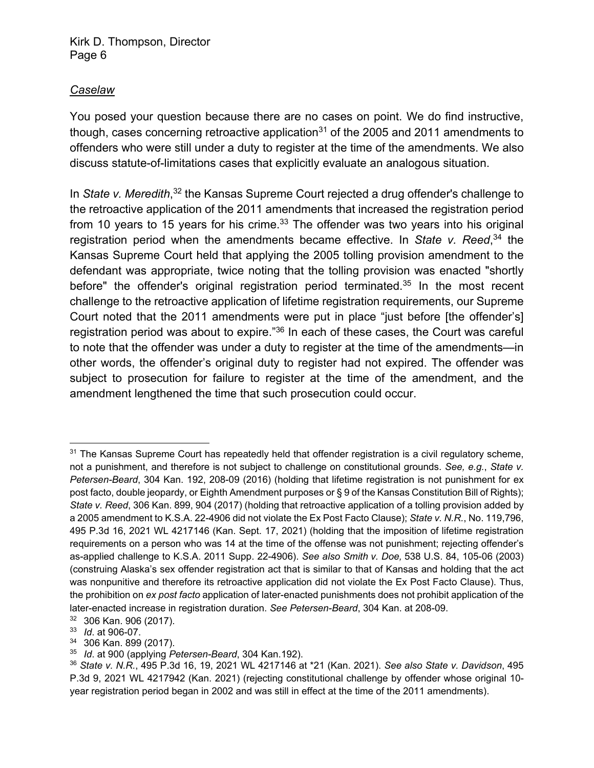*Caselaw*

You posed your question because there are no cases on point. We do find instructive, though, cases concerning retroactive application[31] of the 2005 and 2011 amendments to offenders who were still under a duty to register at the time of the amendments. We also discuss statute-of-limitations cases that explicitly evaluate an analogous situation.

In *State v. Meredith*,[32] the Kansas Supreme Court rejected a drug offender's challenge to the retroactive application of the 2011 amendments that increased the registration period from 10 years to 15 years for his crime.[33] The offender was two years into his original registration period when the amendments became effective. In *State v. Reed*,[34] the Kansas Supreme Court held that applying the 2005 tolling provision amendment to the defendant was appropriate, twice noting that the tolling provision was enacted "shortly before" the offender's original registration period terminated.[35] In the most recent challenge to the retroactive application of lifetime registration requirements, our Supreme Court noted that the 2011 amendments were put in place "just before [the offender's] registration period was about to expire."[36] In each of these cases, the Court was careful to note that the offender was under a duty to register at the time of the amendments—in other words, the offender's original duty to register had not expired. The offender was subject to prosecution for failure to register at the time of the amendment, and the amendment lengthened the time that such prosecution could occur.

---

[31] The Kansas Supreme Court has repeatedly held that offender registration is a civil regulatory scheme, not a punishment, and therefore is not subject to challenge on constitutional grounds. *See, e.g.*, *State v. Petersen-Beard*, 304 Kan. 192, 208-09 (2016) (holding that lifetime registration is not punishment for ex post facto, double jeopardy, or Eighth Amendment purposes or § 9 of the Kansas Constitution Bill of Rights); *State v. Reed*, 306 Kan. 899, 904 (2017) (holding that retroactive application of a tolling provision added by a 2005 amendment to K.S.A. 22-4906 did not violate the Ex Post Facto Clause); *State v. N.R.*, No. 119,796, 495 P.3d 16, 2021 WL 4217146 (Kan. Sept. 17, 2021) (holding that the imposition of lifetime registration requirements on a person who was 14 at the time of the offense was not punishment; rejecting offender's as-applied challenge to K.S.A. 2011 Supp. 22-4906). *See also Smith v. Doe,* 538 U.S. 84, 105-06 (2003) (construing Alaska's sex offender registration act that is similar to that of Kansas and holding that the act was nonpunitive and therefore its retroactive application did not violate the Ex Post Facto Clause). Thus, the prohibition on *ex post facto* application of later-enacted punishments does not prohibit application of the later-enacted increase in registration duration. *See Petersen-Beard*, 304 Kan. at 208-09.

[32] 306 Kan. 906 (2017).

[33] *Id*. at 906-07.

[34] 306 Kan. 899 (2017).

[35] *Id*. at 900 (applying *Petersen-Beard*, 304 Kan.192).

[36] *State v. N.R.*, 495 P.3d 16, 19, 2021 WL 4217146 at *21 (Kan. 2021). *See also State v. Davidson*, 495 P.3d 9, 2021 WL 4217942 (Kan. 2021) (rejecting constitutional challenge by offender whose original 10-year registration period began in 2002 and was still in effect at the time of the 2011 amendments).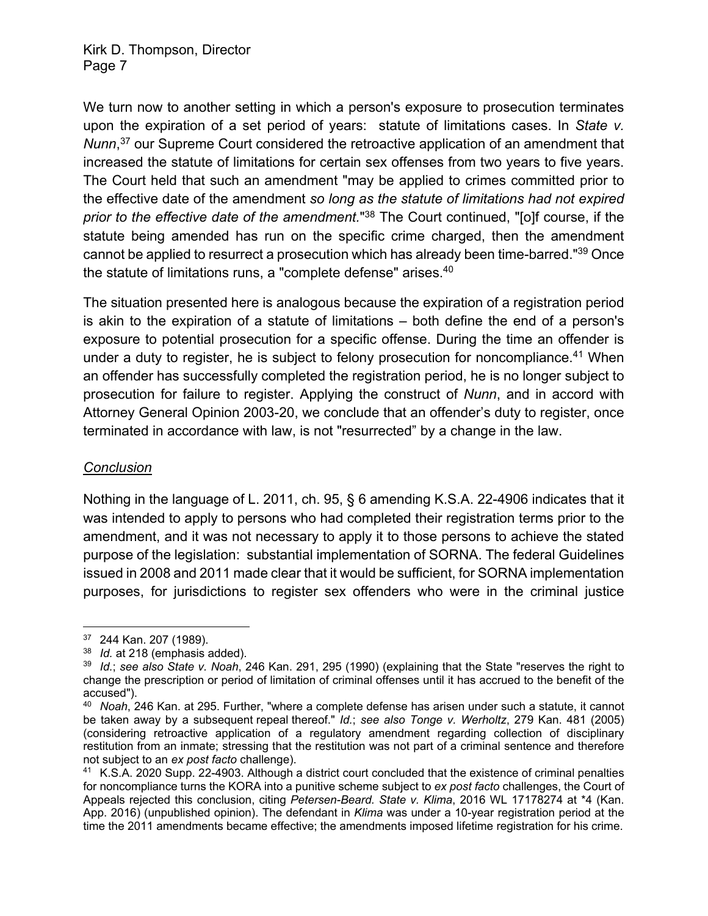We turn now to another setting in which a person's exposure to prosecution terminates upon the expiration of a set period of years: statute of limitations cases. In *State v. Nunn*,[37] our Supreme Court considered the retroactive application of an amendment that increased the statute of limitations for certain sex offenses from two years to five years. The Court held that such an amendment "may be applied to crimes committed prior to the effective date of the amendment *so long as the statute of limitations had not expired prior to the effective date of the amendment.*"[38] The Court continued, "[o]f course, if the statute being amended has run on the specific crime charged, then the amendment cannot be applied to resurrect a prosecution which has already been time-barred."[39] Once the statute of limitations runs, a "complete defense" arises.[40]

The situation presented here is analogous because the expiration of a registration period is akin to the expiration of a statute of limitations – both define the end of a person's exposure to potential prosecution for a specific offense. During the time an offender is under a duty to register, he is subject to felony prosecution for noncompliance.[41] When an offender has successfully completed the registration period, he is no longer subject to prosecution for failure to register. Applying the construct of *Nunn*, and in accord with Attorney General Opinion 2003-20, we conclude that an offender's duty to register, once terminated in accordance with law, is not "resurrected" by a change in the law.

## *Conclusion*

Nothing in the language of L. 2011, ch. 95, § 6 amending K.S.A. 22-4906 indicates that it was intended to apply to persons who had completed their registration terms prior to the amendment, and it was not necessary to apply it to those persons to achieve the stated purpose of the legislation: substantial implementation of SORNA. The federal Guidelines issued in 2008 and 2011 made clear that it would be sufficient, for SORNA implementation purposes, for jurisdictions to register sex offenders who were in the criminal justice

---

[37] 244 Kan. 207 (1989).

[38] *Id.* at 218 (emphasis added).

[39] *Id.*; *see also State v. Noah*, 246 Kan. 291, 295 (1990) (explaining that the State "reserves the right to change the prescription or period of limitation of criminal offenses until it has accrued to the benefit of the accused").

[40] *Noah*, 246 Kan. at 295. Further, "where a complete defense has arisen under such a statute, it cannot be taken away by a subsequent repeal thereof." *Id.*; *see also Tonge v. Werholtz*, 279 Kan. 481 (2005) (considering retroactive application of a regulatory amendment regarding collection of disciplinary restitution from an inmate; stressing that the restitution was not part of a criminal sentence and therefore not subject to an *ex post facto* challenge).

[41] K.S.A. 2020 Supp. 22-4903. Although a district court concluded that the existence of criminal penalties for noncompliance turns the KORA into a punitive scheme subject to *ex post facto* challenges, the Court of Appeals rejected this conclusion, citing *Petersen-Beard. State v. Klima*, 2016 WL 17178274 at *4 (Kan. App. 2016) (unpublished opinion). The defendant in *Klima* was under a 10-year registration period at the time the 2011 amendments became effective; the amendments imposed lifetime registration for his crime.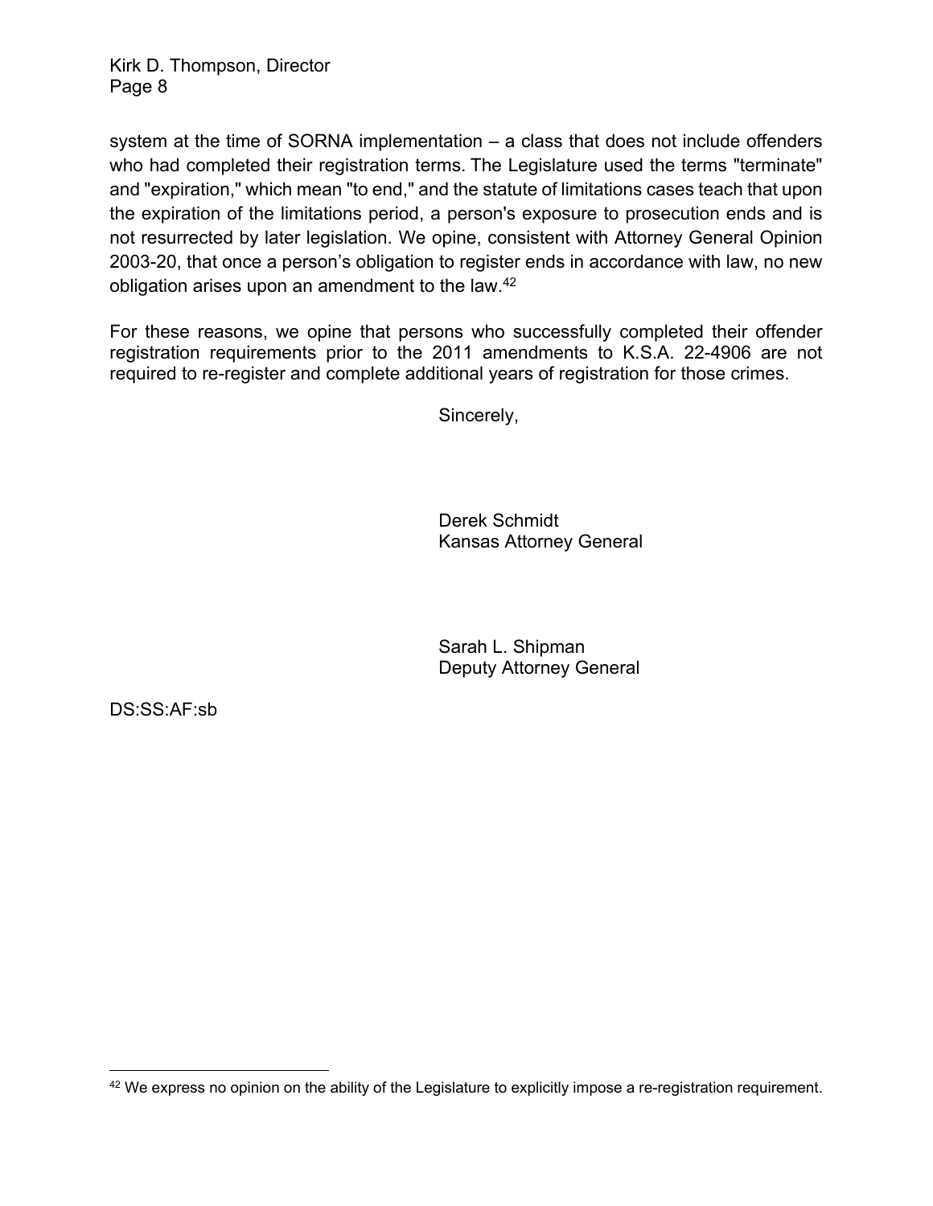system at the time of SORNA implementation – a class that does not include offenders who had completed their registration terms. The Legislature used the terms "terminate" and "expiration," which mean "to end," and the statute of limitations cases teach that upon the expiration of the limitations period, a person's exposure to prosecution ends and is not resurrected by later legislation. We opine, consistent with Attorney General Opinion 2003-20, that once a person's obligation to register ends in accordance with law, no new obligation arises upon an amendment to the law.[42]

For these reasons, we opine that persons who successfully completed their offender registration requirements prior to the 2011 amendments to K.S.A. 22-4906 are not required to re-register and complete additional years of registration for those crimes.

Sincerely,

Derek Schmidt
Kansas Attorney General

Sarah L. Shipman
Deputy Attorney General

DS:SS:AF:sb

---

[42] We express no opinion on the ability of the Legislature to explicitly impose a re-registration requirement.